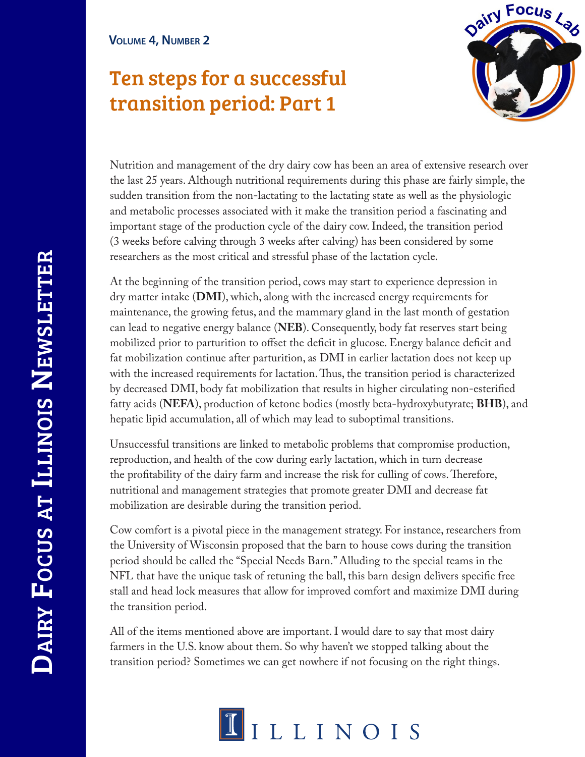# Ten steps for a successful transition period: Part 1

Nutrition and management of the dry dairy cow has been an area of extensive research over the last 25 years. Although nutritional requirements during this phase are fairly simple, the sudden transition from the non-lactating to the lactating state as well as the physiologic and metabolic processes associated with it make the transition period a fascinating and important stage of the production cycle of the dairy cow. Indeed, the transition period (3 weeks before calving through 3 weeks after calving) has been considered by some researchers as the most critical and stressful phase of the lactation cycle.

At the beginning of the transition period, cows may start to experience depression in dry matter intake (**DMI**), which, along with the increased energy requirements for maintenance, the growing fetus, and the mammary gland in the last month of gestation can lead to negative energy balance (**NEB**). Consequently, body fat reserves start being mobilized prior to parturition to offset the deficit in glucose. Energy balance deficit and fat mobilization continue after parturition, as DMI in earlier lactation does not keep up with the increased requirements for lactation. Thus, the transition period is characterized by decreased DMI, body fat mobilization that results in higher circulating non-esterified fatty acids (**NEFA**), production of ketone bodies (mostly beta-hydroxybutyrate; **BHB**), and hepatic lipid accumulation, all of which may lead to suboptimal transitions.

Unsuccessful transitions are linked to metabolic problems that compromise production, reproduction, and health of the cow during early lactation, which in turn decrease the profitability of the dairy farm and increase the risk for culling of cows. Therefore, nutritional and management strategies that promote greater DMI and decrease fat mobilization are desirable during the transition period.

Cow comfort is a pivotal piece in the management strategy. For instance, researchers from the University of Wisconsin proposed that the barn to house cows during the transition period should be called the "Special Needs Barn." Alluding to the special teams in the NFL that have the unique task of retuning the ball, this barn design delivers specific free stall and head lock measures that allow for improved comfort and maximize DMI during the transition period.

All of the items mentioned above are important. I would dare to say that most dairy farmers in the U.S. know about them. So why haven't we stopped talking about the transition period? Sometimes we can get nowhere if not focusing on the right things.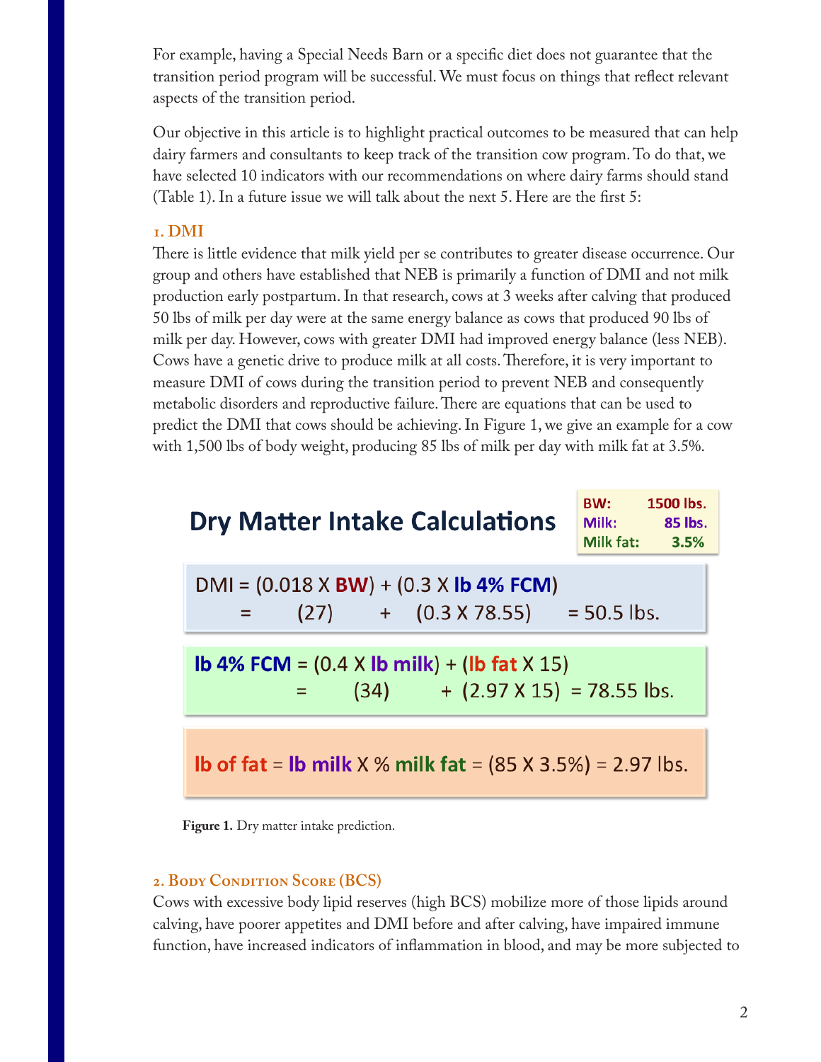For example, having a Special Needs Barn or a specific diet does not guarantee that the transition period program will be successful. We must focus on things that reflect relevant aspects of the transition period.

Our objective in this article is to highlight practical outcomes to be measured that can help dairy farmers and consultants to keep track of the transition cow program. To do that, we have selected 10 indicators with our recommendations on where dairy farms should stand (Table 1). In a future issue we will talk about the next 5. Here are the first 5:

### 1. DMI

There is little evidence that milk yield per se contributes to greater disease occurrence. Our group and others have established that NEB is primarily a function of DMI and not milk production early postpartum. In that research, cows at 3 weeks after calving that produced 50 lbs of milk per day were at the same energy balance as cows that produced 90 lbs of milk per day. However, cows with greater DMI had improved energy balance (less NEB). Cows have a genetic drive to produce milk at all costs. Therefore, it is very important to measure DMI of cows during the transition period to prevent NEB and consequently metabolic disorders and reproductive failure. There are equations that can be used to predict the DMI that cows should be achieving. In Figure 1, we give an example for a cow with 1,500 lbs of body weight, producing 85 lbs of milk per day with milk fat at 3.5%.

**Dry Matter Intake Calculations**

| | |
|---|---|
| BW: | 1500 lbs. |
| Milk: | 85 lbs. |
| Milk fat: | 3.5% |

$$\text{DMI} = (0.018 \times \text{BW}) + (0.3 \times \text{lb 4\% FCM})$$
$$= (27) + (0.3 \times 78.55) = 50.5 \text{ lbs.}$$

$$\text{lb 4\% FCM} = (0.4 \times \text{lb milk}) + (\text{lb fat} \times 15)$$
$$= (34) + (2.97 \times 15) = 78.55 \text{ lbs.}$$

$$\text{lb of fat} = \text{lb milk} \times \text{\% milk fat} = (85 \times 3.5\%) = 2.97 \text{ lbs.}$$

**Figure 1.** Dry matter intake prediction.

### 2. Body Condition Score (BCS)

Cows with excessive body lipid reserves (high BCS) mobilize more of those lipids around calving, have poorer appetites and DMI before and after calving, have impaired immune function, have increased indicators of inflammation in blood, and may be more subjected to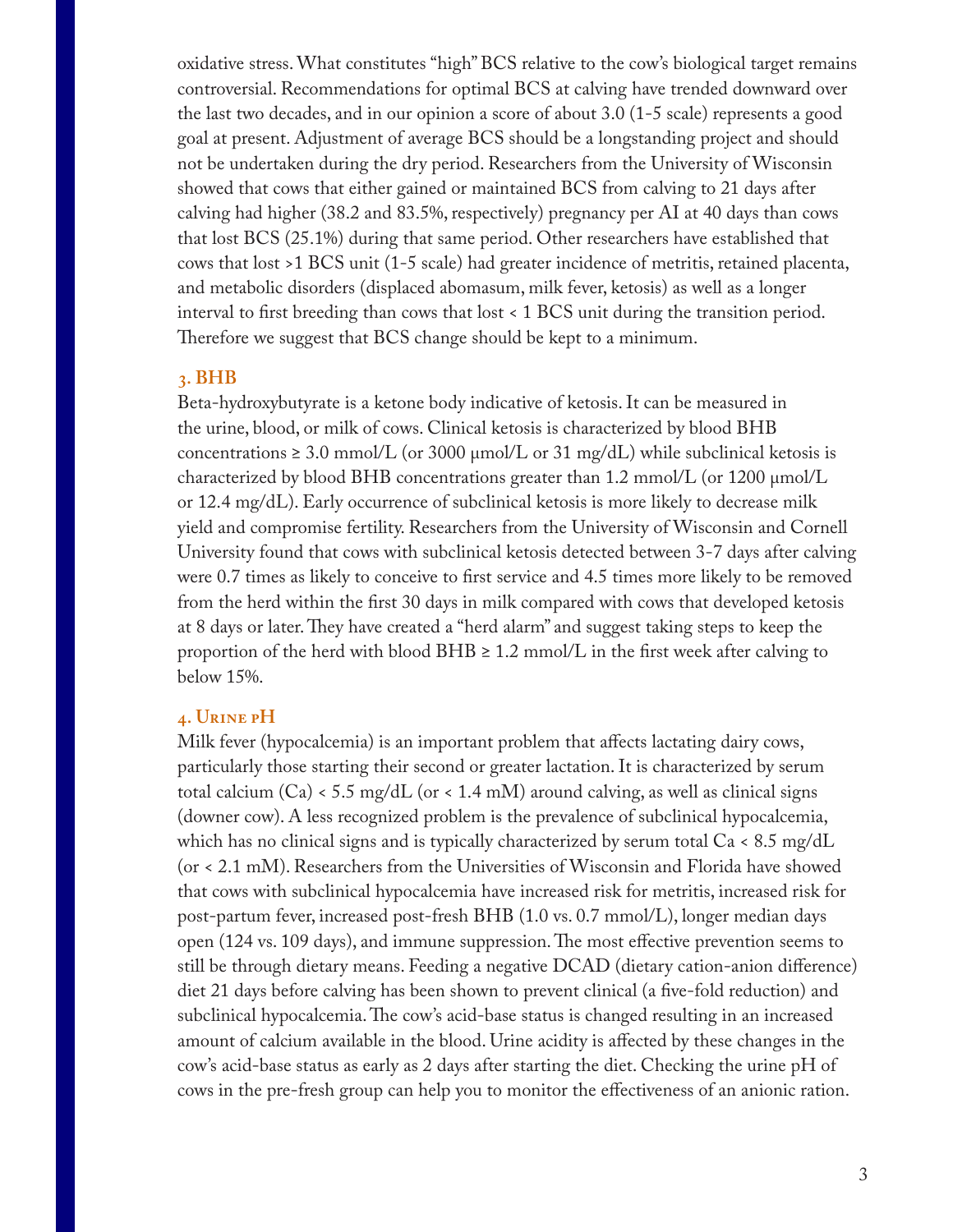oxidative stress. What constitutes "high" BCS relative to the cow's biological target remains controversial. Recommendations for optimal BCS at calving have trended downward over the last two decades, and in our opinion a score of about 3.0 (1-5 scale) represents a good goal at present. Adjustment of average BCS should be a longstanding project and should not be undertaken during the dry period. Researchers from the University of Wisconsin showed that cows that either gained or maintained BCS from calving to 21 days after calving had higher (38.2 and 83.5%, respectively) pregnancy per AI at 40 days than cows that lost BCS (25.1%) during that same period. Other researchers have established that cows that lost >1 BCS unit (1-5 scale) had greater incidence of metritis, retained placenta, and metabolic disorders (displaced abomasum, milk fever, ketosis) as well as a longer interval to first breeding than cows that lost < 1 BCS unit during the transition period. Therefore we suggest that BCS change should be kept to a minimum.

### 3. BHB

Beta-hydroxybutyrate is a ketone body indicative of ketosis. It can be measured in the urine, blood, or milk of cows. Clinical ketosis is characterized by blood BHB concentrations ≥ 3.0 mmol/L (or 3000 μmol/L or 31 mg/dL) while subclinical ketosis is characterized by blood BHB concentrations greater than 1.2 mmol/L (or 1200 μmol/L or 12.4 mg/dL). Early occurrence of subclinical ketosis is more likely to decrease milk yield and compromise fertility. Researchers from the University of Wisconsin and Cornell University found that cows with subclinical ketosis detected between 3-7 days after calving were 0.7 times as likely to conceive to first service and 4.5 times more likely to be removed from the herd within the first 30 days in milk compared with cows that developed ketosis at 8 days or later. They have created a "herd alarm" and suggest taking steps to keep the proportion of the herd with blood BHB ≥ 1.2 mmol/L in the first week after calving to below 15%.

### 4. Urine pH

Milk fever (hypocalcemia) is an important problem that affects lactating dairy cows, particularly those starting their second or greater lactation. It is characterized by serum total calcium (Ca) < 5.5 mg/dL (or < 1.4 mM) around calving, as well as clinical signs (downer cow). A less recognized problem is the prevalence of subclinical hypocalcemia, which has no clinical signs and is typically characterized by serum total Ca < 8.5 mg/dL (or < 2.1 mM). Researchers from the Universities of Wisconsin and Florida have showed that cows with subclinical hypocalcemia have increased risk for metritis, increased risk for post-partum fever, increased post-fresh BHB (1.0 vs. 0.7 mmol/L), longer median days open (124 vs. 109 days), and immune suppression. The most effective prevention seems to still be through dietary means. Feeding a negative DCAD (dietary cation-anion difference) diet 21 days before calving has been shown to prevent clinical (a five-fold reduction) and subclinical hypocalcemia. The cow's acid-base status is changed resulting in an increased amount of calcium available in the blood. Urine acidity is affected by these changes in the cow's acid-base status as early as 2 days after starting the diet. Checking the urine pH of cows in the pre-fresh group can help you to monitor the effectiveness of an anionic ration.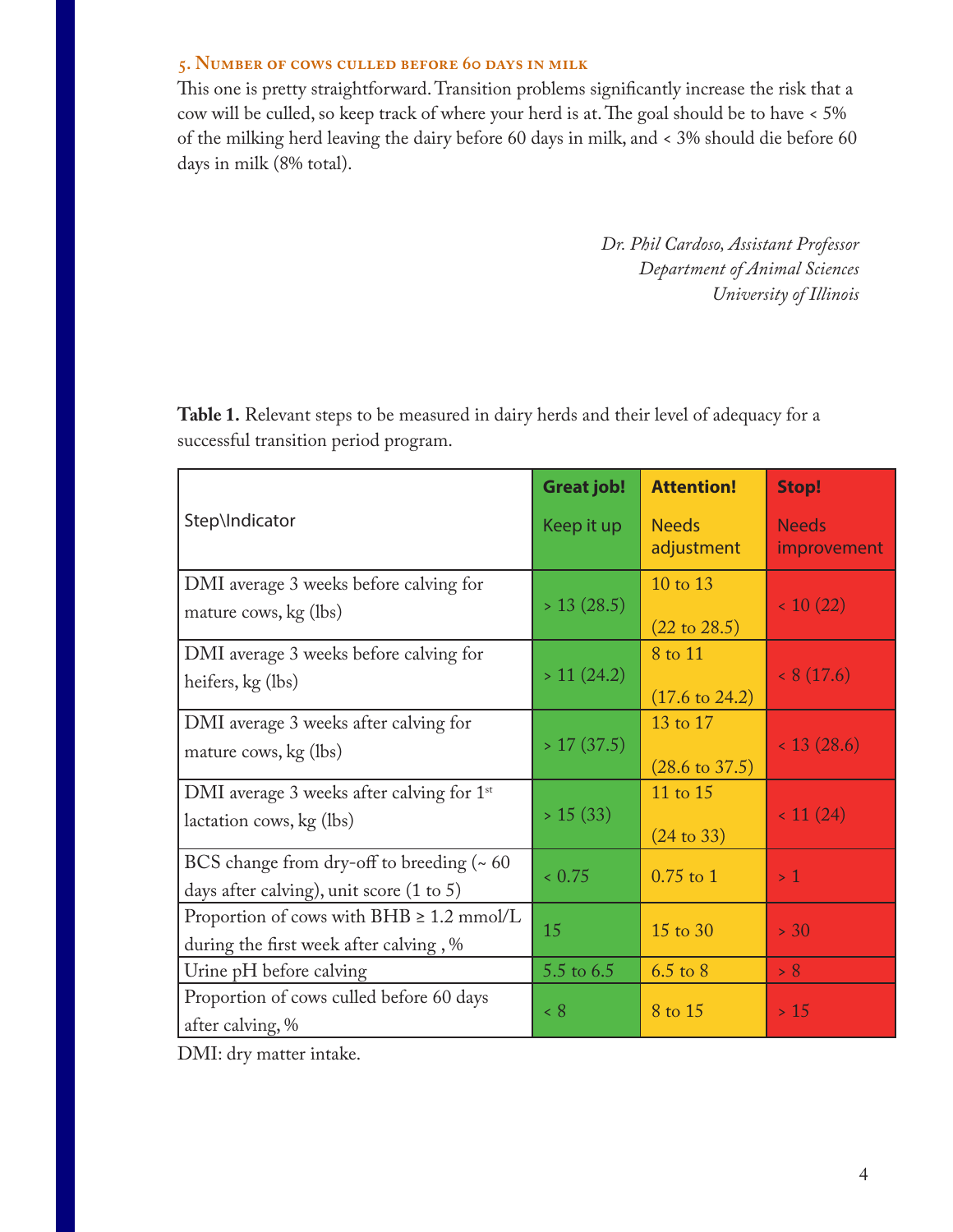### 5. Number of cows culled before 60 days in milk

This one is pretty straightforward. The transition problems significantly increase the risk that a cow will be culled, so keep track of where your herd is at. The goal should be to have < 5% of the milking herd leaving the dairy before 60 days in milk, and < 3% should die before 60 days in milk (8% total).

*Dr. Phil Cardoso, Assistant Professor*
*Department of Animal Sciences*
*University of Illinois*

**Table 1.** Relevant steps to be measured in dairy herds and their level of adequacy for a successful transition period program.

| Step\Indicator | **Great job!** Keep it up | **Attention!** Needs adjustment | **Stop!** Needs improvement |
|---|---|---|---|
| DMI average 3 weeks before calving for mature cows, kg (lbs) | > 13 (28.5) | 10 to 13 (22 to 28.5) | < 10 (22) |
| DMI average 3 weeks before calving for heifers, kg (lbs) | > 11 (24.2) | 8 to 11 (17.6 to 24.2) | < 8 (17.6) |
| DMI average 3 weeks after calving for mature cows, kg (lbs) | > 17 (37.5) | 13 to 17 (28.6 to 37.5) | < 13 (28.6) |
| DMI average 3 weeks after calving for 1st lactation cows, kg (lbs) | > 15 (33) | 11 to 15 (24 to 33) | < 11 (24) |
| BCS change from dry-off to breeding (~ 60 days after calving), unit score (1 to 5) | < 0.75 | 0.75 to 1 | > 1 |
| Proportion of cows with BHB ≥ 1.2 mmol/L during the first week after calving , % | 15 | 15 to 30 | > 30 |
| Urine pH before calving | 5.5 to 6.5 | 6.5 to 8 | > 8 |
| Proportion of cows culled before 60 days after calving, % | < 8 | 8 to 15 | > 15 |

DMI: dry matter intake.